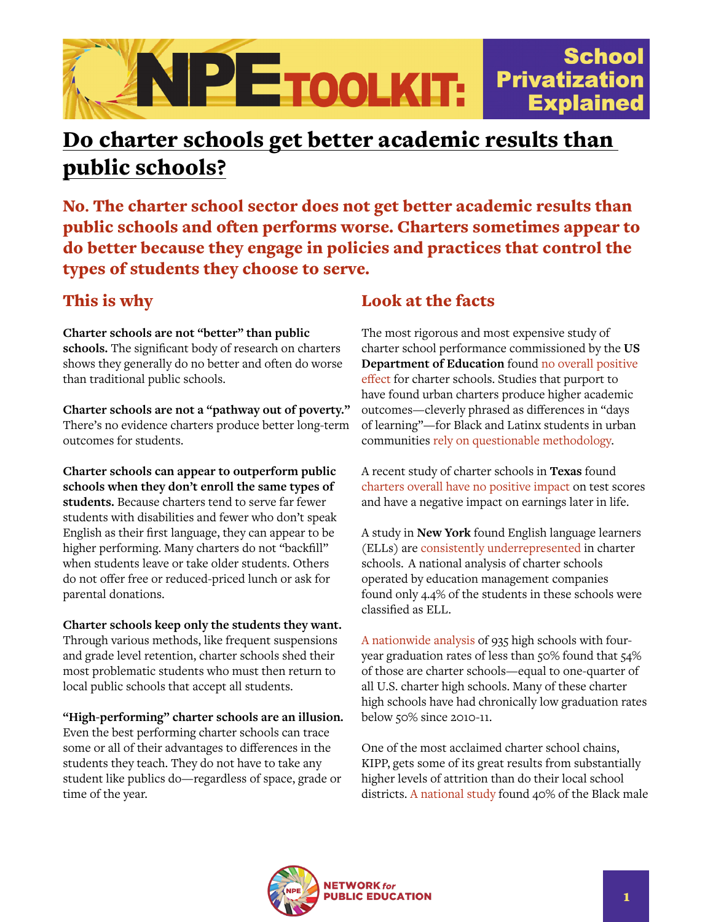# NPE TOOLKIT: School Privatization Explained

## Do charter schools get better academic results than public schools?

**No. The charter school sector does not get better academic results than public schools and often performs worse. Charters sometimes appear to do better because they engage in policies and practices that control the types of students they choose to serve.**

### This is why

**Charter schools are not "better" than public schools.** The significant body of research on charters shows they generally do no better and often do worse than traditional public schools.

**Charter schools are not a "pathway out of poverty."** There's no evidence charters produce better long-term outcomes for students.

**Charter schools can appear to outperform public schools when they don't enroll the same types of students.** Because charters tend to serve far fewer students with disabilities and fewer who don't speak English as their first language, they can appear to be higher performing. Many charters do not "backfill" when students leave or take older students. Others do not offer free or reduced-priced lunch or ask for parental donations.

**Charter schools keep only the students they want.** Through various methods, like frequent suspensions and grade level retention, charter schools shed their most problematic students who must then return to local public schools that accept all students.

**"High-performing" charter schools are an illusion.** Even the best performing charter schools can trace some or all of their advantages to differences in the students they teach. They do not have to take any student like publics do—regardless of space, grade or time of the year.

### Look at the facts

The most rigorous and most expensive study of charter school performance commissioned by the **US Department of Education** found no overall positive effect for charter schools. Studies that purport to have found urban charters produce higher academic outcomes—cleverly phrased as differences in "days of learning"—for Black and Latinx students in urban communities rely on questionable methodology.

A recent study of charter schools in **Texas** found charters overall have no positive impact on test scores and have a negative impact on earnings later in life.

A study in **New York** found English language learners (ELLs) are consistently underrepresented in charter schools. A national analysis of charter schools operated by education management companies found only 4.4% of the students in these schools were classified as ELL.

A nationwide analysis of 935 high schools with four-year graduation rates of less than 50% found that 54% of those are charter schools—equal to one-quarter of all U.S. charter high schools. Many of these charter high schools have had chronically low graduation rates below 50% since 2010-11.

One of the most acclaimed charter school chains, KIPP, gets some of its great results from substantially higher levels of attrition than do their local school districts. A national study found 40% of the Black male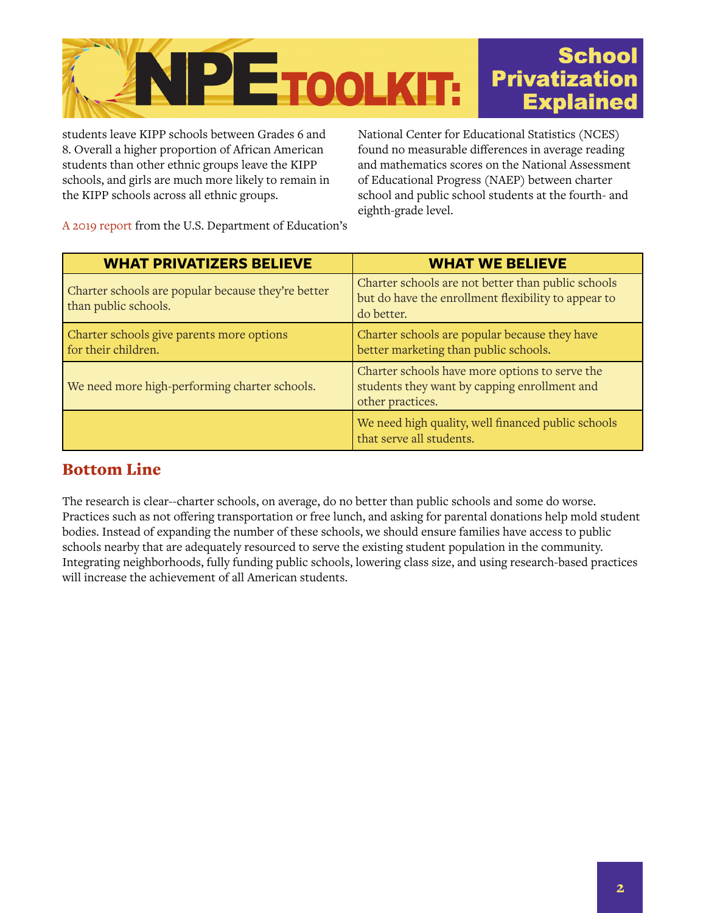students leave KIPP schools between Grades 6 and 8. Overall a higher proportion of African American students than other ethnic groups leave the KIPP schools, and girls are much more likely to remain in the KIPP schools across all ethnic groups.

A 2019 report from the U.S. Department of Education's National Center for Educational Statistics (NCES) found no measurable differences in average reading and mathematics scores on the National Assessment of Educational Progress (NAEP) between charter school and public school students at the fourth- and eighth-grade level.

| WHAT PRIVATIZERS BELIEVE | WHAT WE BELIEVE |
|---|---|
| Charter schools are popular because they're better than public schools. | Charter schools are not better than public schools but do have the enrollment flexibility to appear to do better. |
| Charter schools give parents more options for their children. | Charter schools are popular because they have better marketing than public schools. |
| We need more high-performing charter schools. | Charter schools have more options to serve the students they want by capping enrollment and other practices. |
| | We need high quality, well financed public schools that serve all students. |

## Bottom Line

The research is clear--charter schools, on average, do no better than public schools and some do worse. Practices such as not offering transportation or free lunch, and asking for parental donations help mold student bodies. Instead of expanding the number of these schools, we should ensure families have access to public schools nearby that are adequately resourced to serve the existing student population in the community. Integrating neighborhoods, fully funding public schools, lowering class size, and using research-based practices will increase the achievement of all American students.